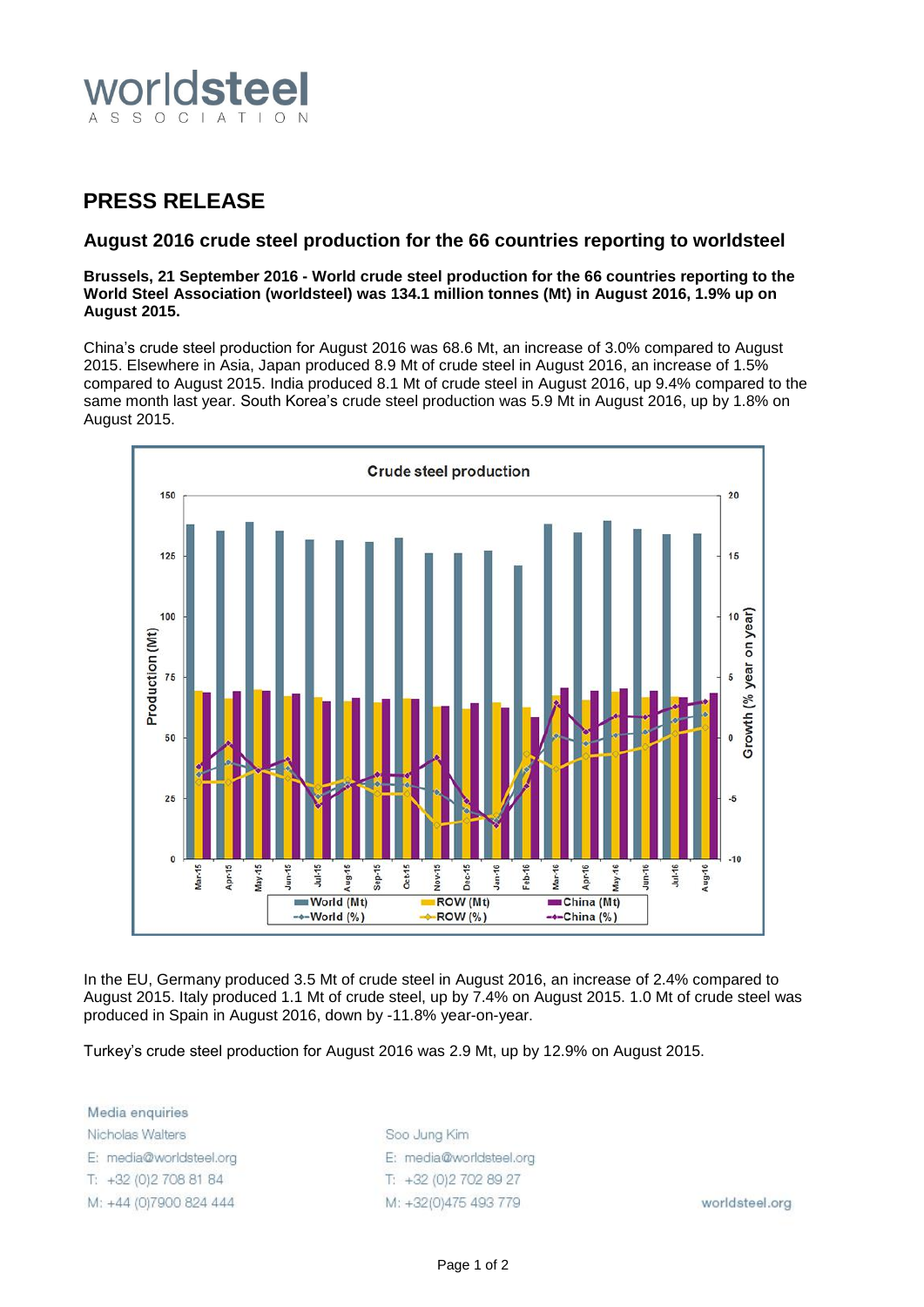# PRESS RELEASE

## August 2016 crude steel production for the 66 countries reporting to worldsteel

**Brussels, 21 September 2016 - World crude steel production for the 66 countries reporting to the World Steel Association (worldsteel) was 134.1 million tonnes (Mt) in August 2016, 1.9% up on August 2015.**

China's crude steel production for August 2016 was 68.6 Mt, an increase of 3.0% compared to August 2015. Elsewhere in Asia, Japan produced 8.9 Mt of crude steel in August 2016, an increase of 1.5% compared to August 2015. India produced 8.1 Mt of crude steel in August 2016, up 9.4% compared to the same month last year. South Korea's crude steel production was 5.9 Mt in August 2016, up by 1.8% on August 2015.

In the EU, Germany produced 3.5 Mt of crude steel in August 2016, an increase of 2.4% compared to August 2015. Italy produced 1.1 Mt of crude steel, up by 7.4% on August 2015. 1.0 Mt of crude steel was produced in Spain in August 2016, down by -11.8% year-on-year.

Turkey's crude steel production for August 2016 was 2.9 Mt, up by 12.9% on August 2015.

Media enquiries

Nicholas Walters
E: media@worldsteel.org
T: +32 (0)2 708 81 84
M: +44 (0)7900 824 444

Soo Jung Kim
E: media@worldsteel.org
T: +32 (0)2 702 89 27
M: +32(0)475 493 779

worldsteel.org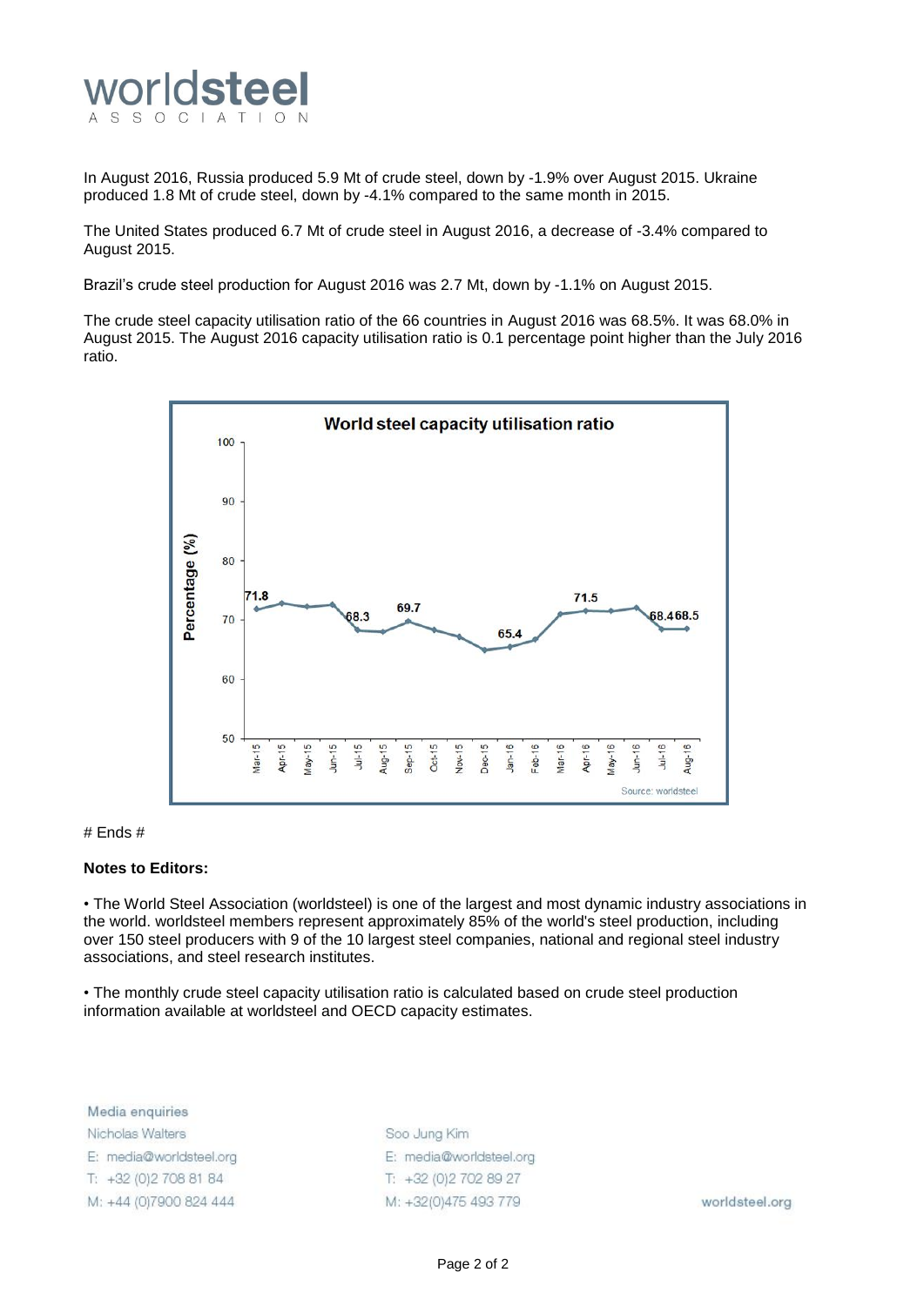In August 2016, Russia produced 5.9 Mt of crude steel, down by -1.9% over August 2015. Ukraine produced 1.8 Mt of crude steel, down by -4.1% compared to the same month in 2015.

The United States produced 6.7 Mt of crude steel in August 2016, a decrease of -3.4% compared to August 2015.

Brazil's crude steel production for August 2016 was 2.7 Mt, down by -1.1% on August 2015.

The crude steel capacity utilisation ratio of the 66 countries in August 2016 was 68.5%. It was 68.0% in August 2015. The August 2016 capacity utilisation ratio is 0.1 percentage point higher than the July 2016 ratio.

World steel capacity utilisation ratio

Percentage (%)

100
90
80
70
60
50

71.8
68.3
69.7
65.4
71.5
68.4
68.5

Mar-15 Apr-15 May-15 Jun-15 Jul-15 Aug-15 Sep-15 Oct-15 Nov-15 Dec-15 Jan-16 Feb-16 Mar-16 Apr-16 May-16 Jun-16 Jul-16 Aug-16

Source: worldsteel

# Ends #

**Notes to Editors:**

• The World Steel Association (worldsteel) is one of the largest and most dynamic industry associations in the world. worldsteel members represent approximately 85% of the world's steel production, including over 150 steel producers with 9 of the 10 largest steel companies, national and regional steel industry associations, and steel research institutes.

• The monthly crude steel capacity utilisation ratio is calculated based on crude steel production information available at worldsteel and OECD capacity estimates.

Media enquiries

Nicholas Walters
E: media@worldsteel.org
T: +32 (0)2 708 81 84
M: +44 (0)7900 824 444

Soo Jung Kim
E: media@worldsteel.org
T: +32 (0)2 702 89 27
M: +32(0)475 493 779

worldsteel.org